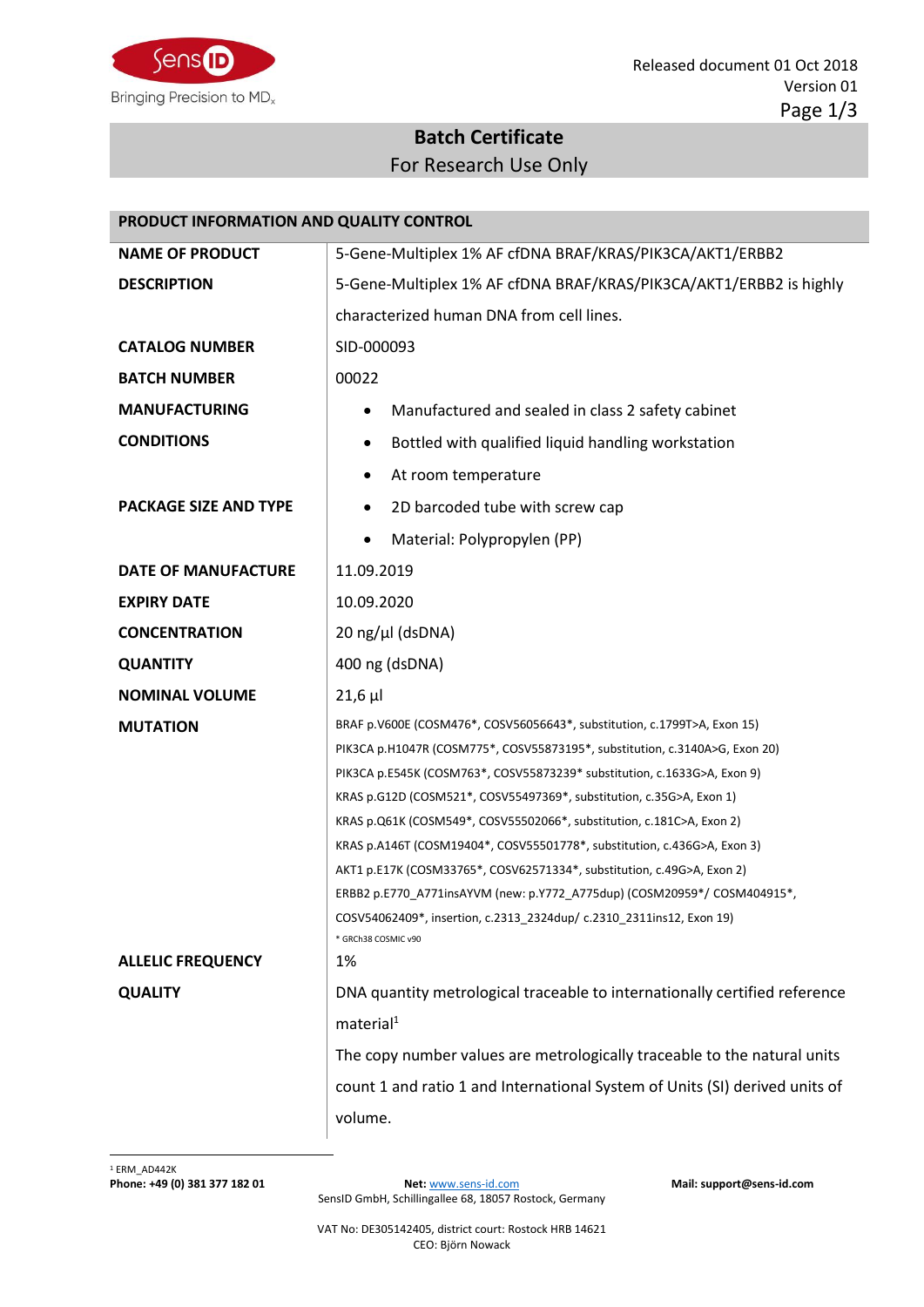SensID
Bringing Precision to $MD_x$

Released document 01 Oct 2018
Version 01

# Batch Certificate

For Research Use Only

## PRODUCT INFORMATION AND QUALITY CONTROL

| | |
|---|---|
| **NAME OF PRODUCT** | 5-Gene-Multiplex 1% AF cfDNA BRAF/KRAS/PIK3CA/AKT1/ERBB2 |
| **DESCRIPTION** | 5-Gene-Multiplex 1% AF cfDNA BRAF/KRAS/PIK3CA/AKT1/ERBB2 is highly characterized human DNA from cell lines. |
| **CATALOG NUMBER** | SID-000093 |
| **BATCH NUMBER** | 00022 |
| **MANUFACTURING CONDITIONS** | • Manufactured and sealed in class 2 safety cabinet<br>• Bottled with qualified liquid handling workstation<br>• At room temperature |
| **PACKAGE SIZE AND TYPE** | • 2D barcoded tube with screw cap<br>• Material: Polypropylen (PP) |
| **DATE OF MANUFACTURE** | 11.09.2019 |
| **EXPIRY DATE** | 10.09.2020 |
| **CONCENTRATION** | 20 ng/µl (dsDNA) |
| **QUANTITY** | 400 ng (dsDNA) |
| **NOMINAL VOLUME** | 21,6 µl |
| **MUTATION** | BRAF p.V600E (COSM476*, COSV56056643*, substitution, c.1799T>A, Exon 15)<br>PIK3CA p.H1047R (COSM775*, COSV55873195*, substitution, c.3140A>G, Exon 20)<br>PIK3CA p.E545K (COSM763*, COSV55873239* substitution, c.1633G>A, Exon 9)<br>KRAS p.G12D (COSM521*, COSV55497369*, substitution, c.35G>A, Exon 1)<br>KRAS p.Q61K (COSM549*, COSV55502066*, substitution, c.181C>A, Exon 2)<br>KRAS p.A146T (COSM19404*, COSV55501778*, substitution, c.436G>A, Exon 3)<br>AKT1 p.E17K (COSM33765*, COSV62571334*, substitution, c.49G>A, Exon 2)<br>ERBB2 p.E770_A771insAYVM (new: p.Y772_A775dup) (COSM20959*/ COSM404915*, COSV54062409*, insertion, c.2313_2324dup/ c.2310_2311ins12, Exon 19)<br>* GRCh38 COSMIC v90 |
| **ALLELIC FREQUENCY** | 1% |
| **QUALITY** | DNA quantity metrological traceable to internationally certified reference material[1]<br>The copy number values are metrologically traceable to the natural units count 1 and ratio 1 and International System of Units (SI) derived units of volume. |

[1] ERM_AD442K

**Phone: +49 (0) 381 377 182 01** **Net:** www.sens-id.com **Mail: support@sens-id.com**
SensID GmbH, Schillingallee 68, 18057 Rostock, Germany

VAT No: DE305142405, district court: Rostock HRB 14621
CEO: Björn Nowack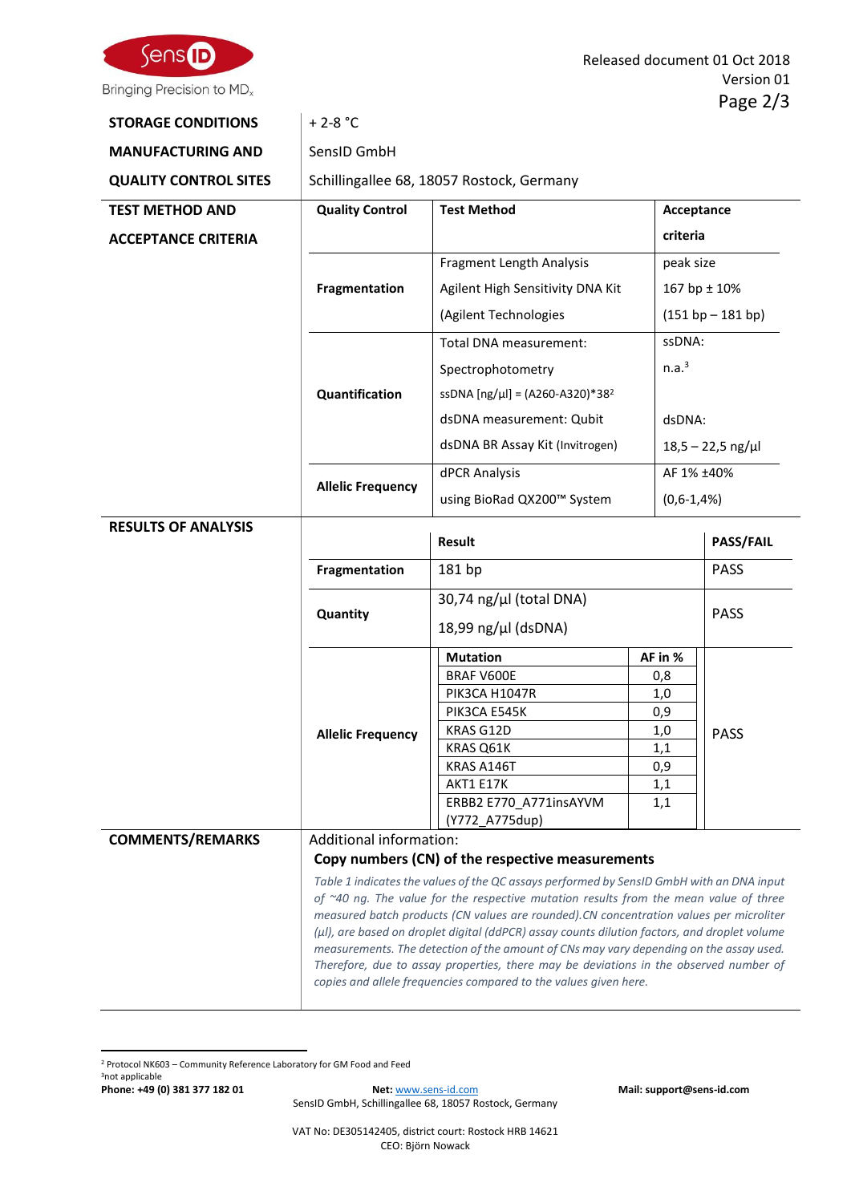| | |
|---|---|
| **STORAGE CONDITIONS** | + 2-8 °C |
| **MANUFACTURING AND QUALITY CONTROL SITES** | SensID GmbH<br>Schillingallee 68, 18057 Rostock, Germany |

**TEST METHOD AND ACCEPTANCE CRITERIA**

| Quality Control | Test Method | Acceptance criteria |
|---|---|---|
| **Fragmentation** | Fragment Length Analysis<br>Agilent High Sensitivity DNA Kit<br>(Agilent Technologies | peak size<br>167 bp ± 10%<br>(151 bp – 181 bp) |
| **Quantification** | Total DNA measurement:<br>Spectrophotometry<br>ssDNA [ng/µl] = (A260-A320)*38[2]<br>dsDNA measurement: Qubit<br>dsDNA BR Assay Kit (Invitrogen) | ssDNA:<br>n.a.[3]<br><br>dsDNA:<br>18,5 – 22,5 ng/µl |
| **Allelic Frequency** | dPCR Analysis<br>using BioRad QX200™ System | AF 1% ±40%<br>(0,6-1,4%) |

**RESULTS OF ANALYSIS**

| | Result | PASS/FAIL |
|---|---|---|
| **Fragmentation** | 181 bp | PASS |
| **Quantity** | 30,74 ng/µl (total DNA)<br>18,99 ng/µl (dsDNA) | PASS |
| **Allelic Frequency** | see table below | PASS |

| Mutation | AF in % |
|---|---|
| BRAF V600E | 0,8 |
| PIK3CA H1047R | 1,0 |
| PIK3CA E545K | 0,9 |
| KRAS G12D | 1,0 |
| KRAS Q61K | 1,1 |
| KRAS A146T | 0,9 |
| AKT1 E17K | 1,1 |
| ERBB2 E770_A771insAYVM (Y772_A775dup) | 1,1 |

**COMMENTS/REMARKS**

Additional information:

**Copy numbers (CN) of the respective measurements**

*Table 1 indicates the values of the QC assays performed by SensID GmbH with an DNA input of ~40 ng. The value for the respective mutation results from the mean value of three measured batch products (CN values are rounded).CN concentration values per microliter (µl), are based on droplet digital (ddPCR) assay counts dilution factors, and droplet volume measurements. The detection of the amount of CNs may vary depending on the assay used. Therefore, due to assay properties, there may be deviations in the observed number of copies and allele frequencies compared to the values given here.*

---

[2] Protocol NK603 – Community Reference Laboratory for GM Food and Feed

[3] not applicable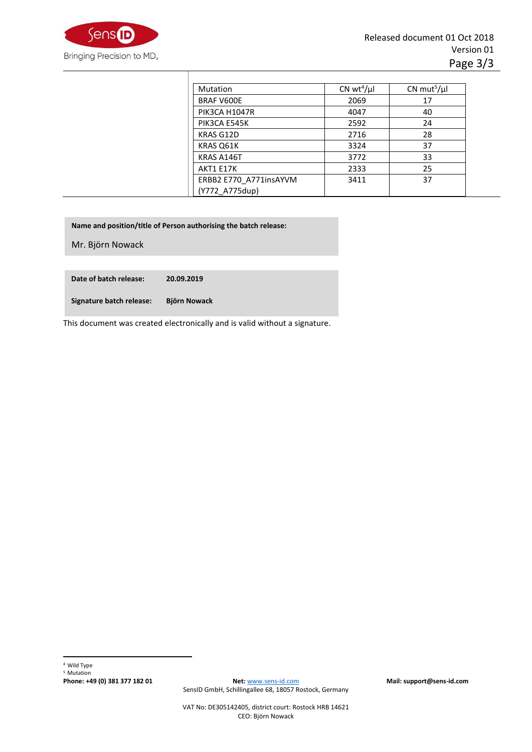| Mutation | CN wt[4]/µl | CN mut[5]/µl |
|---|---|---|
| BRAF V600E | 2069 | 17 |
| PIK3CA H1047R | 4047 | 40 |
| PIK3CA E545K | 2592 | 24 |
| KRAS G12D | 2716 | 28 |
| KRAS Q61K | 3324 | 37 |
| KRAS A146T | 3772 | 33 |
| AKT1 E17K | 2333 | 25 |
| ERBB2 E770_A771insAYVM (Y772_A775dup) | 3411 | 37 |

**Name and position/title of Person authorising the batch release:**

Mr. Björn Nowack

**Date of batch release:** **20.09.2019**

**Signature batch release:** **Björn Nowack**

This document was created electronically and is valid without a signature.

[4] Wild Type
[5] Mutation

**Phone: +49 (0) 381 377 182 01** **Net:** www.sens-id.com **Mail: support@sens-id.com**
SensID GmbH, Schillingallee 68, 18057 Rostock, Germany

VAT No: DE305142405, district court: Rostock HRB 14621
CEO: Björn Nowack